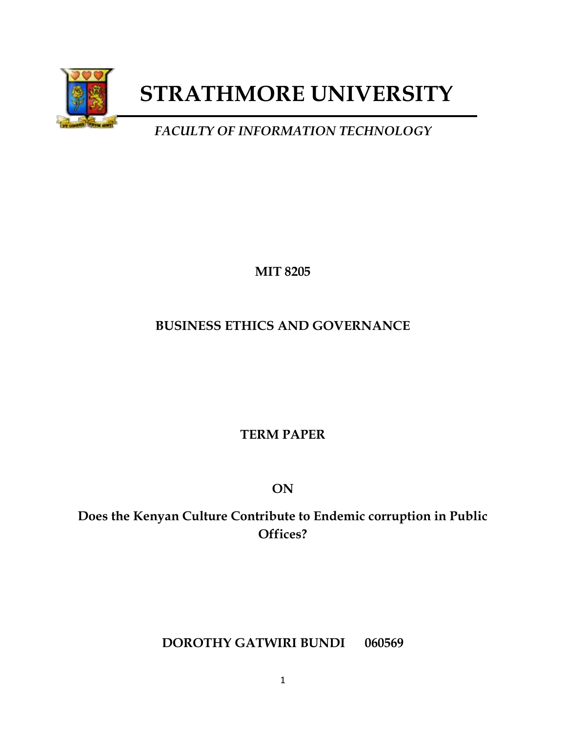# STRATHMORE UNIVERSITY

*FACULTY OF INFORMATION TECHNOLOGY*

**MIT 8205**

**BUSINESS ETHICS AND GOVERNANCE**

**TERM PAPER**

**ON**

**Does the Kenyan Culture Contribute to Endemic corruption in Public Offices?**

**DOROTHY GATWIRI BUNDI 060569**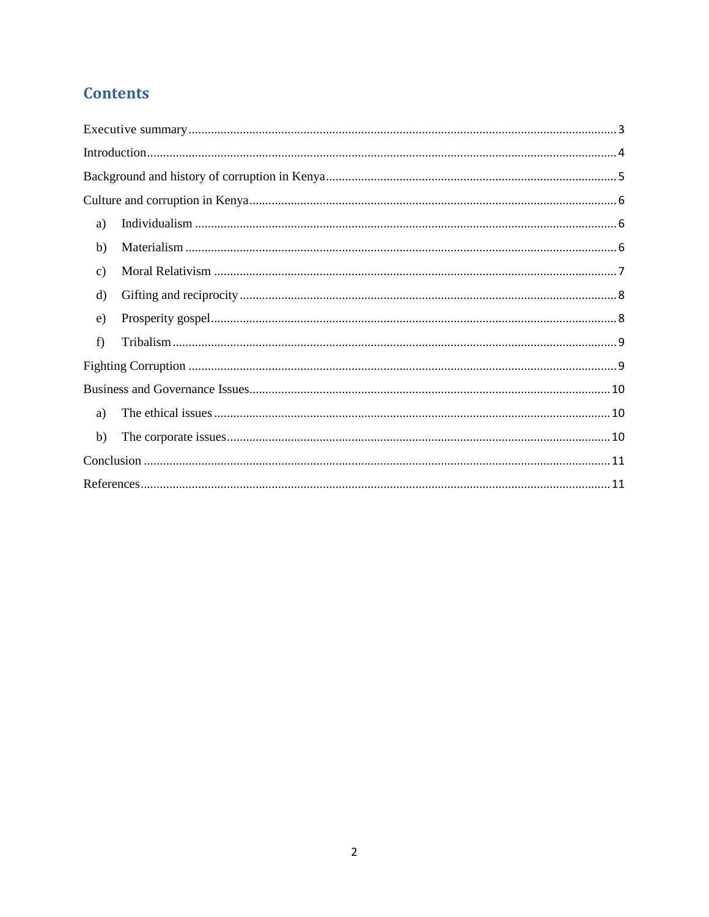# Contents

Executive summary ........ 3

Introduction ........ 4

Background and history of corruption in Kenya ........ 5

Culture and corruption in Kenya ........ 6

a) Individualism ........ 6

b) Materialism ........ 6

c) Moral Relativism ........ 7

d) Gifting and reciprocity ........ 8

e) Prosperity gospel ........ 8

f) Tribalism ........ 9

Fighting Corruption ........ 9

Business and Governance Issues ........ 10

a) The ethical issues ........ 10

b) The corporate issues ........ 10

Conclusion ........ 11

References ........ 11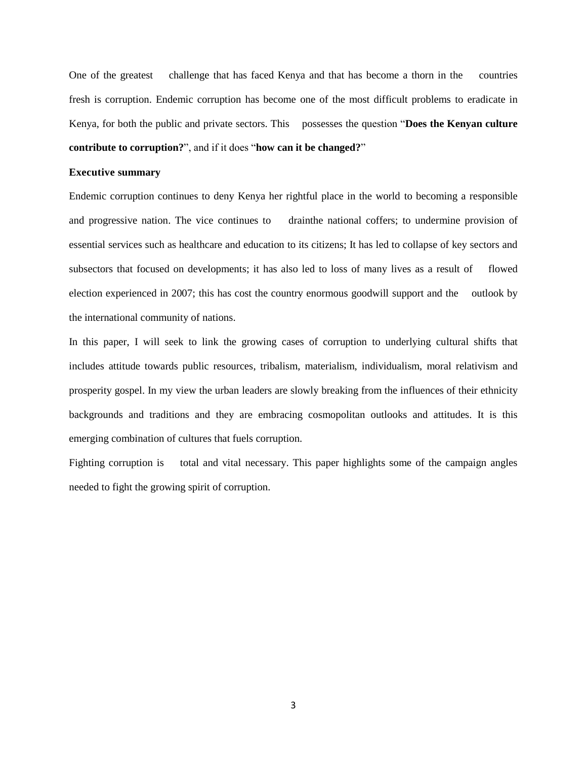One of the greatest challenge that has faced Kenya and that has become a thorn in the countries fresh is corruption. Endemic corruption has become one of the most difficult problems to eradicate in Kenya, for both the public and private sectors. This possesses the question "**Does the Kenyan culture contribute to corruption?**", and if it does "**how can it be changed?**"

**Executive summary**

Endemic corruption continues to deny Kenya her rightful place in the world to becoming a responsible and progressive nation. The vice continues to drainthe national coffers; to undermine provision of essential services such as healthcare and education to its citizens; It has led to collapse of key sectors and subsectors that focused on developments; it has also led to loss of many lives as a result of flowed election experienced in 2007; this has cost the country enormous goodwill support and the outlook by the international community of nations.

In this paper, I will seek to link the growing cases of corruption to underlying cultural shifts that includes attitude towards public resources, tribalism, materialism, individualism, moral relativism and prosperity gospel. In my view the urban leaders are slowly breaking from the influences of their ethnicity backgrounds and traditions and they are embracing cosmopolitan outlooks and attitudes. It is this emerging combination of cultures that fuels corruption.

Fighting corruption is total and vital necessary. This paper highlights some of the campaign angles needed to fight the growing spirit of corruption.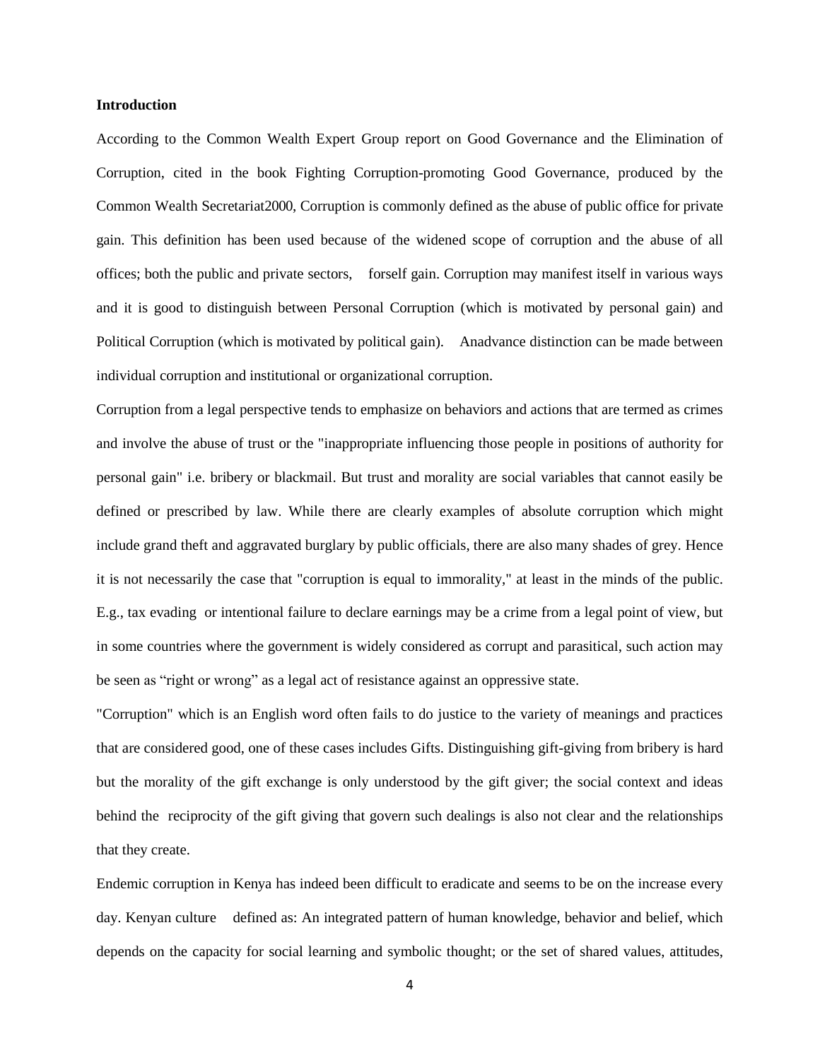**Introduction**

According to the Common Wealth Expert Group report on Good Governance and the Elimination of Corruption, cited in the book Fighting Corruption-promoting Good Governance, produced by the Common Wealth Secretariat2000, Corruption is commonly defined as the abuse of public office for private gain. This definition has been used because of the widened scope of corruption and the abuse of all offices; both the public and private sectors, forself gain. Corruption may manifest itself in various ways and it is good to distinguish between Personal Corruption (which is motivated by personal gain) and Political Corruption (which is motivated by political gain). Anadvance distinction can be made between individual corruption and institutional or organizational corruption.

Corruption from a legal perspective tends to emphasize on behaviors and actions that are termed as crimes and involve the abuse of trust or the "inappropriate influencing those people in positions of authority for personal gain" i.e. bribery or blackmail. But trust and morality are social variables that cannot easily be defined or prescribed by law. While there are clearly examples of absolute corruption which might include grand theft and aggravated burglary by public officials, there are also many shades of grey. Hence it is not necessarily the case that "corruption is equal to immorality," at least in the minds of the public. E.g., tax evading or intentional failure to declare earnings may be a crime from a legal point of view, but in some countries where the government is widely considered as corrupt and parasitical, such action may be seen as "right or wrong" as a legal act of resistance against an oppressive state.

"Corruption" which is an English word often fails to do justice to the variety of meanings and practices that are considered good, one of these cases includes Gifts. Distinguishing gift-giving from bribery is hard but the morality of the gift exchange is only understood by the gift giver; the social context and ideas behind the reciprocity of the gift giving that govern such dealings is also not clear and the relationships that they create.

Endemic corruption in Kenya has indeed been difficult to eradicate and seems to be on the increase every day. Kenyan culture defined as: An integrated pattern of human knowledge, behavior and belief, which depends on the capacity for social learning and symbolic thought; or the set of shared values, attitudes,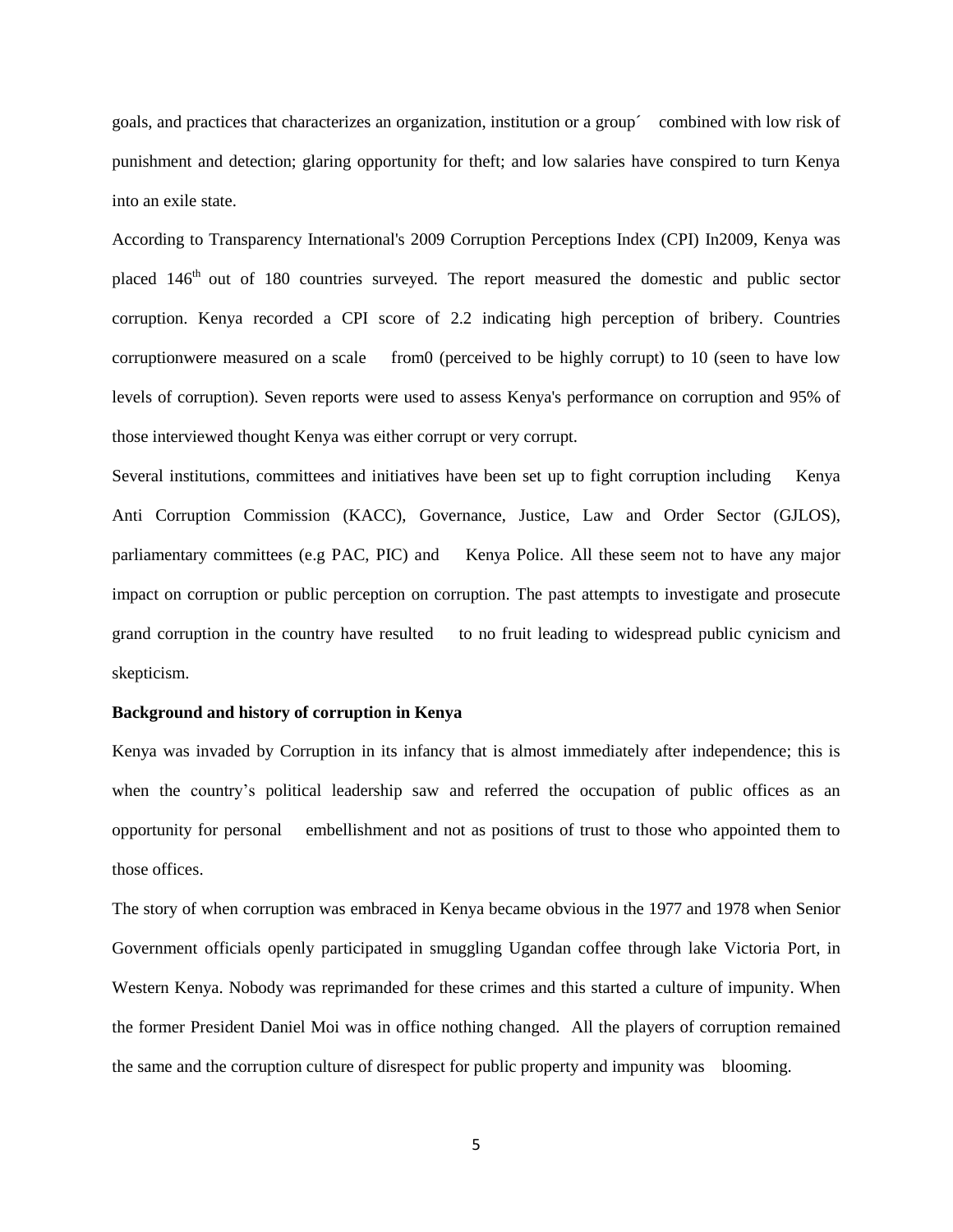goals, and practices that characterizes an organization, institution or a group´ combined with low risk of punishment and detection; glaring opportunity for theft; and low salaries have conspired to turn Kenya into an exile state.

According to Transparency International's 2009 Corruption Perceptions Index (CPI) In2009, Kenya was placed 146th out of 180 countries surveyed. The report measured the domestic and public sector corruption. Kenya recorded a CPI score of 2.2 indicating high perception of bribery. Countries corruptionwere measured on a scale from0 (perceived to be highly corrupt) to 10 (seen to have low levels of corruption). Seven reports were used to assess Kenya's performance on corruption and 95% of those interviewed thought Kenya was either corrupt or very corrupt.

Several institutions, committees and initiatives have been set up to fight corruption including Kenya Anti Corruption Commission (KACC), Governance, Justice, Law and Order Sector (GJLOS), parliamentary committees (e.g PAC, PIC) and Kenya Police. All these seem not to have any major impact on corruption or public perception on corruption. The past attempts to investigate and prosecute grand corruption in the country have resulted to no fruit leading to widespread public cynicism and skepticism.

**Background and history of corruption in Kenya**

Kenya was invaded by Corruption in its infancy that is almost immediately after independence; this is when the country's political leadership saw and referred the occupation of public offices as an opportunity for personal embellishment and not as positions of trust to those who appointed them to those offices.

The story of when corruption was embraced in Kenya became obvious in the 1977 and 1978 when Senior Government officials openly participated in smuggling Ugandan coffee through lake Victoria Port, in Western Kenya. Nobody was reprimanded for these crimes and this started a culture of impunity. When the former President Daniel Moi was in office nothing changed. All the players of corruption remained the same and the corruption culture of disrespect for public property and impunity was blooming.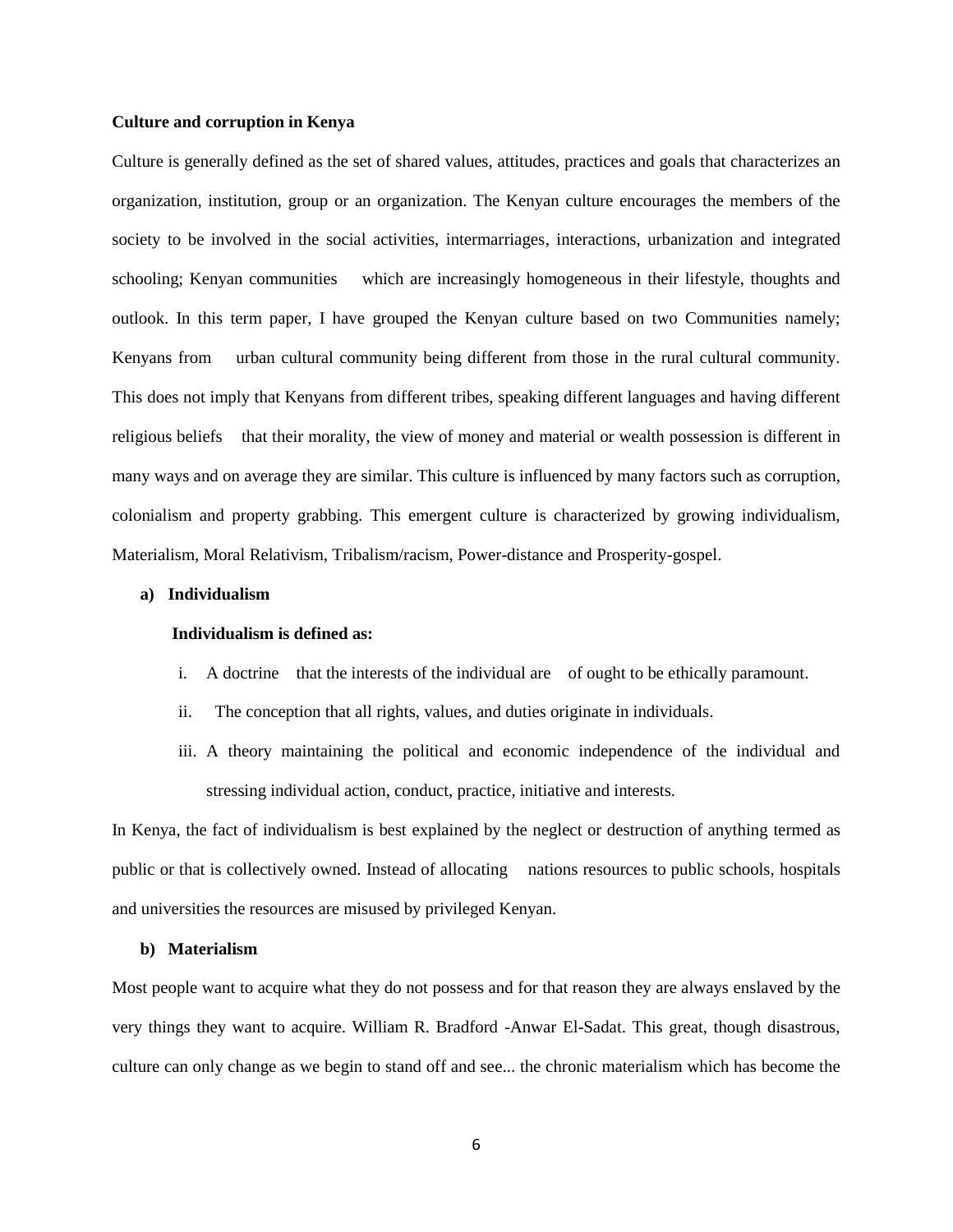**Culture and corruption in Kenya**

Culture is generally defined as the set of shared values, attitudes, practices and goals that characterizes an organization, institution, group or an organization. The Kenyan culture encourages the members of the society to be involved in the social activities, intermarriages, interactions, urbanization and integrated schooling; Kenyan communities which are increasingly homogeneous in their lifestyle, thoughts and outlook. In this term paper, I have grouped the Kenyan culture based on two Communities namely; Kenyans from urban cultural community being different from those in the rural cultural community. This does not imply that Kenyans from different tribes, speaking different languages and having different religious beliefs that their morality, the view of money and material or wealth possession is different in many ways and on average they are similar. This culture is influenced by many factors such as corruption, colonialism and property grabbing. This emergent culture is characterized by growing individualism, Materialism, Moral Relativism, Tribalism/racism, Power-distance and Prosperity-gospel.

**a) Individualism**

**Individualism is defined as:**

i. A doctrine that the interests of the individual are of ought to be ethically paramount.
ii. The conception that all rights, values, and duties originate in individuals.
iii. A theory maintaining the political and economic independence of the individual and stressing individual action, conduct, practice, initiative and interests.

In Kenya, the fact of individualism is best explained by the neglect or destruction of anything termed as public or that is collectively owned. Instead of allocating nations resources to public schools, hospitals and universities the resources are misused by privileged Kenyan.

**b) Materialism**

Most people want to acquire what they do not possess and for that reason they are always enslaved by the very things they want to acquire. William R. Bradford -Anwar El-Sadat. This great, though disastrous, culture can only change as we begin to stand off and see... the chronic materialism which has become the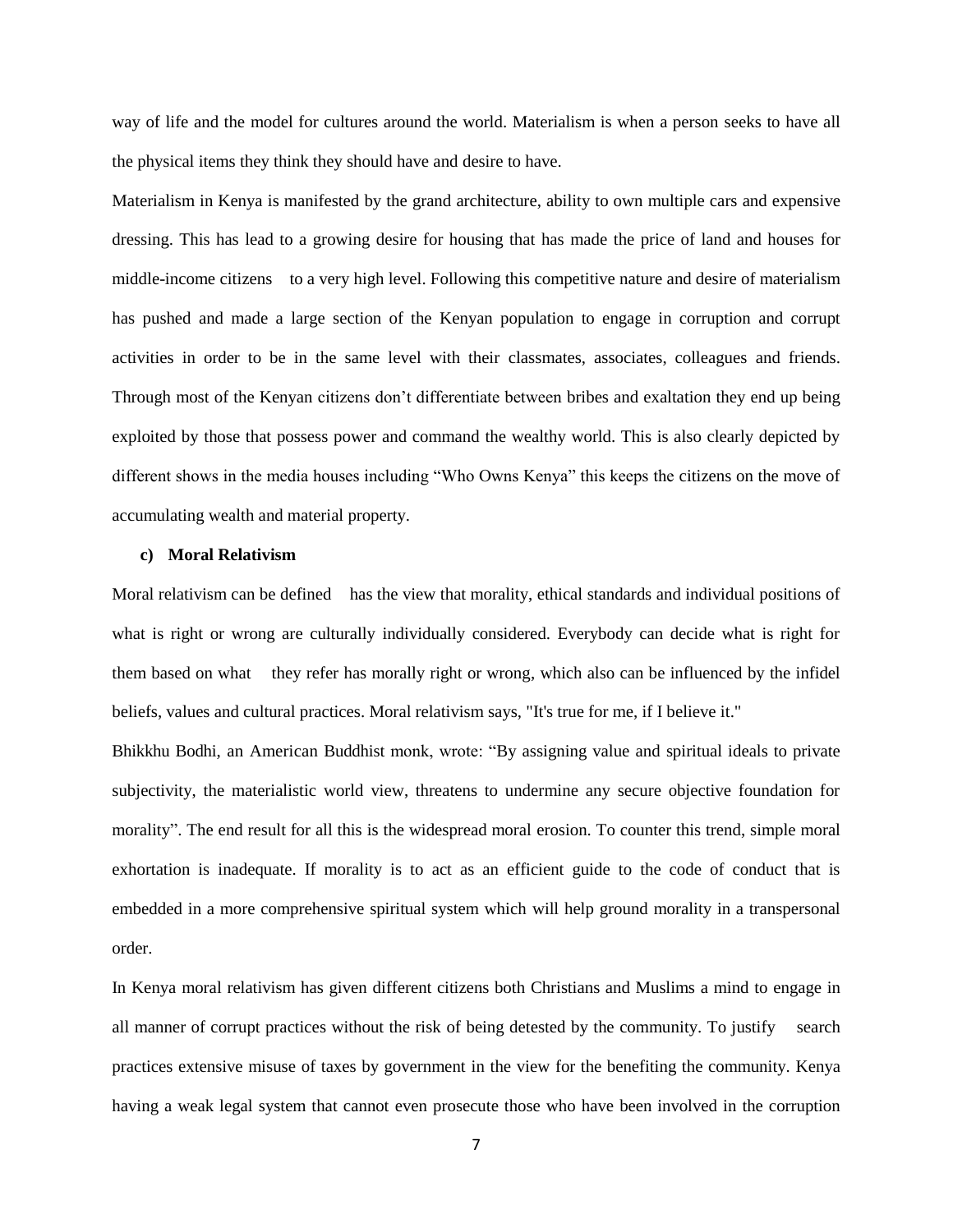way of life and the model for cultures around the world. Materialism is when a person seeks to have all the physical items they think they should have and desire to have.

Materialism in Kenya is manifested by the grand architecture, ability to own multiple cars and expensive dressing. This has lead to a growing desire for housing that has made the price of land and houses for middle-income citizens to a very high level. Following this competitive nature and desire of materialism has pushed and made a large section of the Kenyan population to engage in corruption and corrupt activities in order to be in the same level with their classmates, associates, colleagues and friends. Through most of the Kenyan citizens don't differentiate between bribes and exaltation they end up being exploited by those that possess power and command the wealthy world. This is also clearly depicted by different shows in the media houses including "Who Owns Kenya" this keeps the citizens on the move of accumulating wealth and material property.

**c) Moral Relativism**

Moral relativism can be defined has the view that morality, ethical standards and individual positions of what is right or wrong are culturally individually considered. Everybody can decide what is right for them based on what they refer has morally right or wrong, which also can be influenced by the infidel beliefs, values and cultural practices. Moral relativism says, "It's true for me, if I believe it."

Bhikkhu Bodhi, an American Buddhist monk, wrote: "By assigning value and spiritual ideals to private subjectivity, the materialistic world view, threatens to undermine any secure objective foundation for morality". The end result for all this is the widespread moral erosion. To counter this trend, simple moral exhortation is inadequate. If morality is to act as an efficient guide to the code of conduct that is embedded in a more comprehensive spiritual system which will help ground morality in a transpersonal order.

In Kenya moral relativism has given different citizens both Christians and Muslims a mind to engage in all manner of corrupt practices without the risk of being detested by the community. To justify search practices extensive misuse of taxes by government in the view for the benefiting the community. Kenya having a weak legal system that cannot even prosecute those who have been involved in the corruption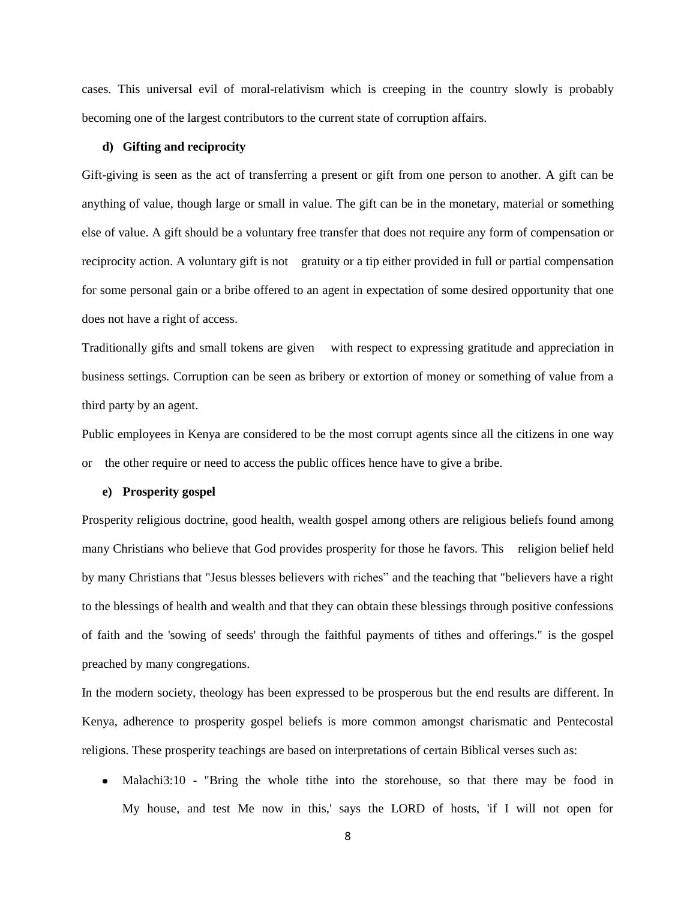cases. This universal evil of moral-relativism which is creeping in the country slowly is probably becoming one of the largest contributors to the current state of corruption affairs.

**d) Gifting and reciprocity**

Gift-giving is seen as the act of transferring a present or gift from one person to another. A gift can be anything of value, though large or small in value. The gift can be in the monetary, material or something else of value. A gift should be a voluntary free transfer that does not require any form of compensation or reciprocity action. A voluntary gift is not gratuity or a tip either provided in full or partial compensation for some personal gain or a bribe offered to an agent in expectation of some desired opportunity that one does not have a right of access.

Traditionally gifts and small tokens are given with respect to expressing gratitude and appreciation in business settings. Corruption can be seen as bribery or extortion of money or something of value from a third party by an agent.

Public employees in Kenya are considered to be the most corrupt agents since all the citizens in one way or the other require or need to access the public offices hence have to give a bribe.

**e) Prosperity gospel**

Prosperity religious doctrine, good health, wealth gospel among others are religious beliefs found among many Christians who believe that God provides prosperity for those he favors. This religion belief held by many Christians that "Jesus blesses believers with riches" and the teaching that "believers have a right to the blessings of health and wealth and that they can obtain these blessings through positive confessions of faith and the 'sowing of seeds' through the faithful payments of tithes and offerings." is the gospel preached by many congregations.

In the modern society, theology has been expressed to be prosperous but the end results are different. In Kenya, adherence to prosperity gospel beliefs is more common amongst charismatic and Pentecostal religions. These prosperity teachings are based on interpretations of certain Biblical verses such as:

- Malachi3:10 - "Bring the whole tithe into the storehouse, so that there may be food in My house, and test Me now in this,' says the LORD of hosts, 'if I will not open for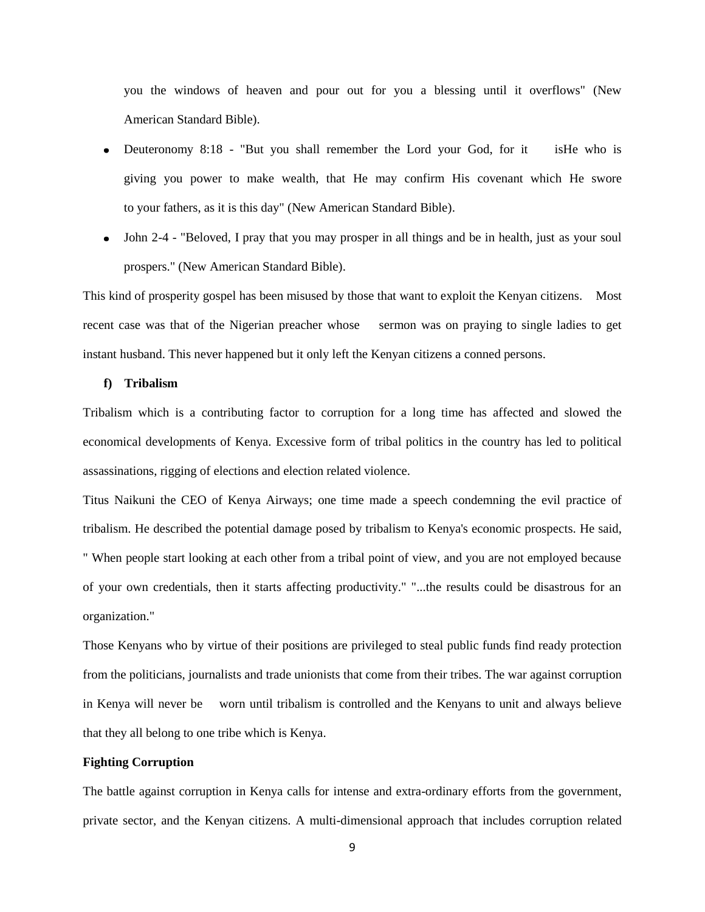you the windows of heaven and pour out for you a blessing until it overflows" (New American Standard Bible).

- Deuteronomy 8:18 - "But you shall remember the Lord your God, for it isHe who is giving you power to make wealth, that He may confirm His covenant which He swore to your fathers, as it is this day" (New American Standard Bible).
- John 2-4 - "Beloved, I pray that you may prosper in all things and be in health, just as your soul prospers." (New American Standard Bible).

This kind of prosperity gospel has been misused by those that want to exploit the Kenyan citizens. Most recent case was that of the Nigerian preacher whose sermon was on praying to single ladies to get instant husband. This never happened but it only left the Kenyan citizens a conned persons.

**f) Tribalism**

Tribalism which is a contributing factor to corruption for a long time has affected and slowed the economical developments of Kenya. Excessive form of tribal politics in the country has led to political assassinations, rigging of elections and election related violence.

Titus Naikuni the CEO of Kenya Airways; one time made a speech condemning the evil practice of tribalism. He described the potential damage posed by tribalism to Kenya's economic prospects. He said, " When people start looking at each other from a tribal point of view, and you are not employed because of your own credentials, then it starts affecting productivity." "...the results could be disastrous for an organization."

Those Kenyans who by virtue of their positions are privileged to steal public funds find ready protection from the politicians, journalists and trade unionists that come from their tribes. The war against corruption in Kenya will never be worn until tribalism is controlled and the Kenyans to unit and always believe that they all belong to one tribe which is Kenya.

**Fighting Corruption**

The battle against corruption in Kenya calls for intense and extra-ordinary efforts from the government, private sector, and the Kenyan citizens. A multi-dimensional approach that includes corruption related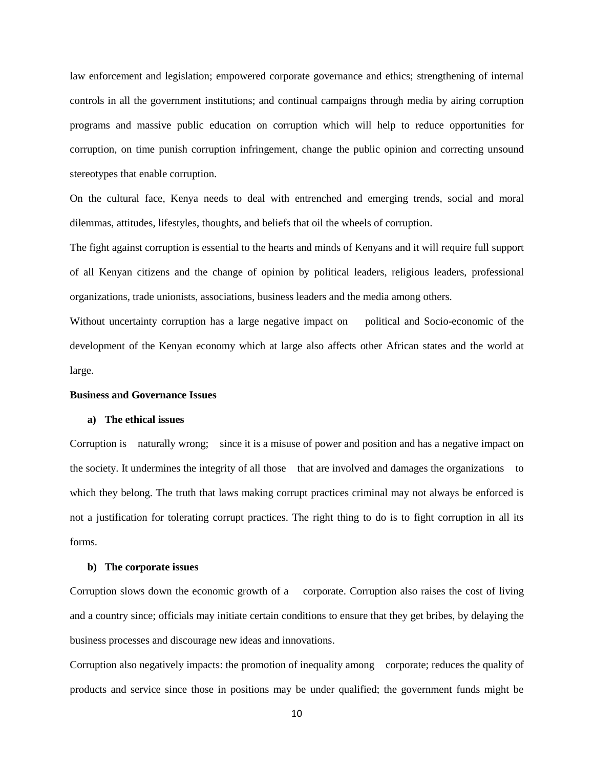law enforcement and legislation; empowered corporate governance and ethics; strengthening of internal controls in all the government institutions; and continual campaigns through media by airing corruption programs and massive public education on corruption which will help to reduce opportunities for corruption, on time punish corruption infringement, change the public opinion and correcting unsound stereotypes that enable corruption.

On the cultural face, Kenya needs to deal with entrenched and emerging trends, social and moral dilemmas, attitudes, lifestyles, thoughts, and beliefs that oil the wheels of corruption.

The fight against corruption is essential to the hearts and minds of Kenyans and it will require full support of all Kenyan citizens and the change of opinion by political leaders, religious leaders, professional organizations, trade unionists, associations, business leaders and the media among others.

Without uncertainty corruption has a large negative impact on political and Socio-economic of the development of the Kenyan economy which at large also affects other African states and the world at large.

**Business and Governance Issues**

**a) The ethical issues**

Corruption is naturally wrong; since it is a misuse of power and position and has a negative impact on the society. It undermines the integrity of all those that are involved and damages the organizations to which they belong. The truth that laws making corrupt practices criminal may not always be enforced is not a justification for tolerating corrupt practices. The right thing to do is to fight corruption in all its forms.

**b) The corporate issues**

Corruption slows down the economic growth of a corporate. Corruption also raises the cost of living and a country since; officials may initiate certain conditions to ensure that they get bribes, by delaying the business processes and discourage new ideas and innovations.

Corruption also negatively impacts: the promotion of inequality among corporate; reduces the quality of products and service since those in positions may be under qualified; the government funds might be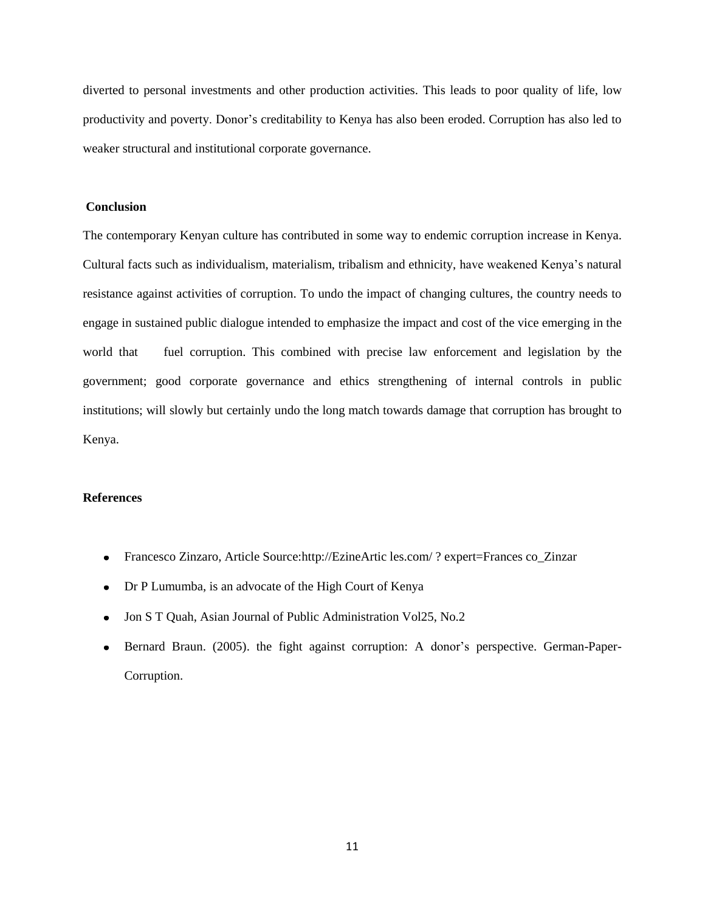diverted to personal investments and other production activities. This leads to poor quality of life, low productivity and poverty. Donor's creditability to Kenya has also been eroded. Corruption has also led to weaker structural and institutional corporate governance.

**Conclusion**

The contemporary Kenyan culture has contributed in some way to endemic corruption increase in Kenya. Cultural facts such as individualism, materialism, tribalism and ethnicity, have weakened Kenya's natural resistance against activities of corruption. To undo the impact of changing cultures, the country needs to engage in sustained public dialogue intended to emphasize the impact and cost of the vice emerging in the world that fuel corruption. This combined with precise law enforcement and legislation by the government; good corporate governance and ethics strengthening of internal controls in public institutions; will slowly but certainly undo the long match towards damage that corruption has brought to Kenya.

**References**

- Francesco Zinzaro, Article Source:http://EzineArtic les.com/ ? expert=Frances co_Zinzar
- Dr P Lumumba, is an advocate of the High Court of Kenya
- Jon S T Quah, Asian Journal of Public Administration Vol25, No.2
- Bernard Braun. (2005). the fight against corruption: A donor's perspective. German-Paper-Corruption.